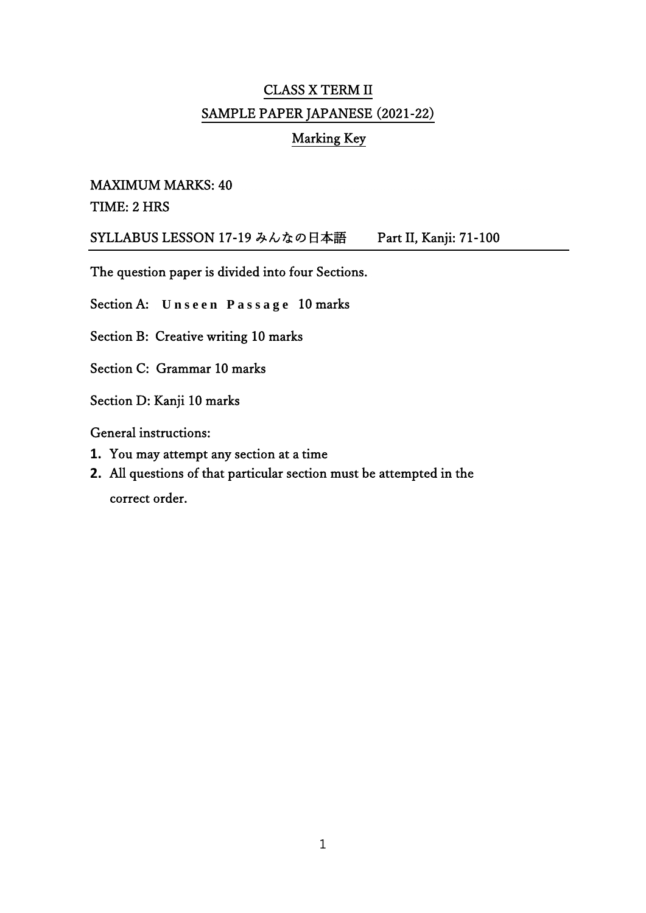# CLASS X TERM II

## SAMPLE PAPER JAPANESE (2021-22)

### Marking Key

MAXIMUM MARKS: 40

TIME: 2 HRS

SYLLABUS LESSON 17-19 みんなの日本語 Part II, Kanji: 71-100

The question paper is divided into four Sections.

Section A: **Unseen Passage** 10 marks

Section B: Creative writing 10 marks

Section C: Grammar 10 marks

Section D: Kanji 10 marks

General instructions:

1. You may attempt any section at a time
2. All questions of that particular section must be attempted in the correct order.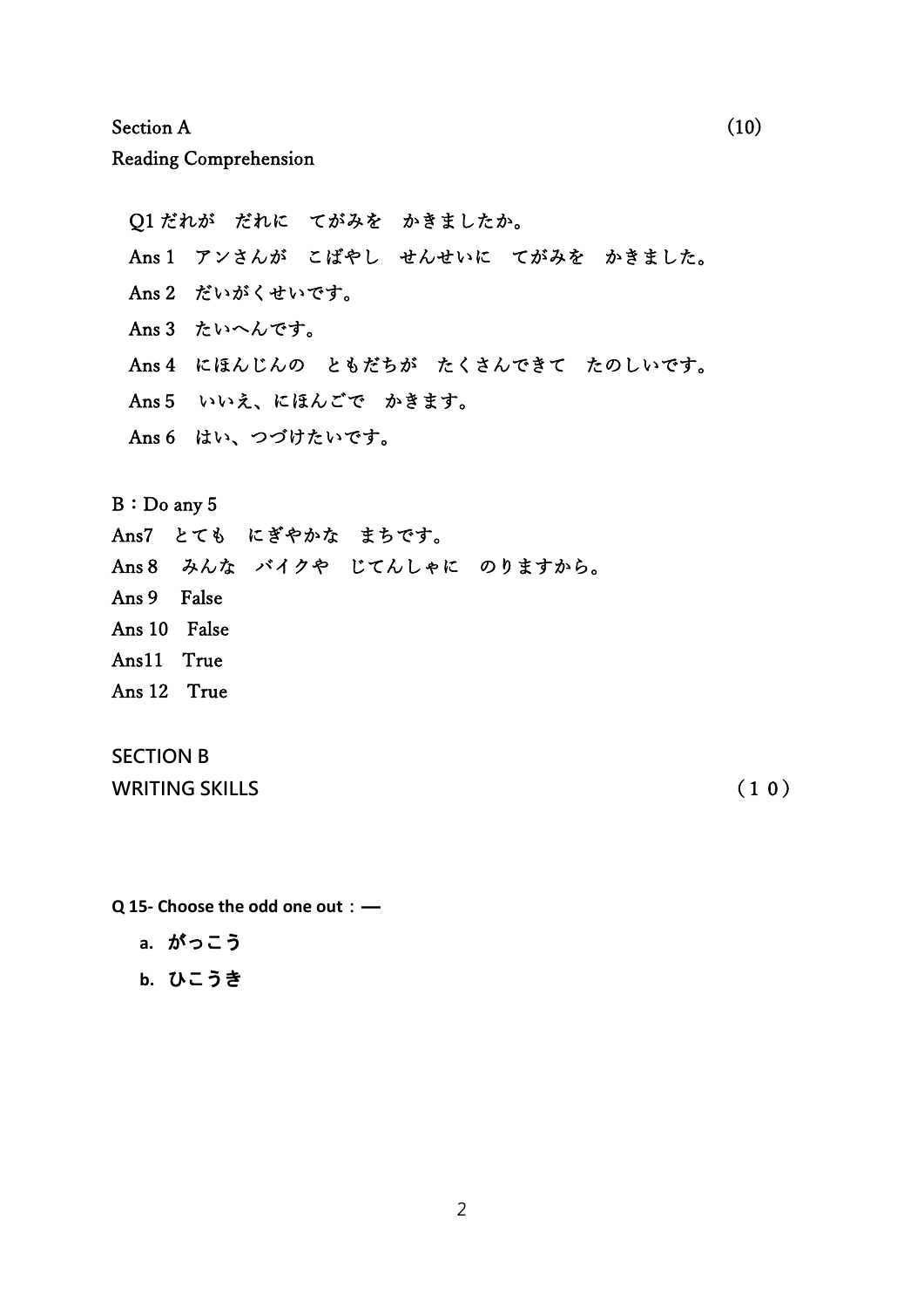Section A (10)

Reading Comprehension

Q1 だれが　だれに　てがみを　かきましたか。

Ans 1　アンさんが　こばやし　せんせいに　てがみを　かきました。

Ans 2　だいがくせいです。

Ans 3　たいへんです。

Ans 4　にほんじんの　ともだちが　たくさんできて　たのしいです。

Ans 5　いいえ、にほんごで　かきます。

Ans 6　はい、つづけたいです。

B：Do any 5

Ans7　とても　にぎやかな　まちです。

Ans 8　みんな　バイクや　じてんしゃに　のりますから。

Ans 9　False

Ans 10　False

Ans11　True

Ans 12　True

## SECTION B

## WRITING SKILLS （１０）

**Q 15- Choose the odd one out：—**

a. **がっこう**

b. **ひこうき**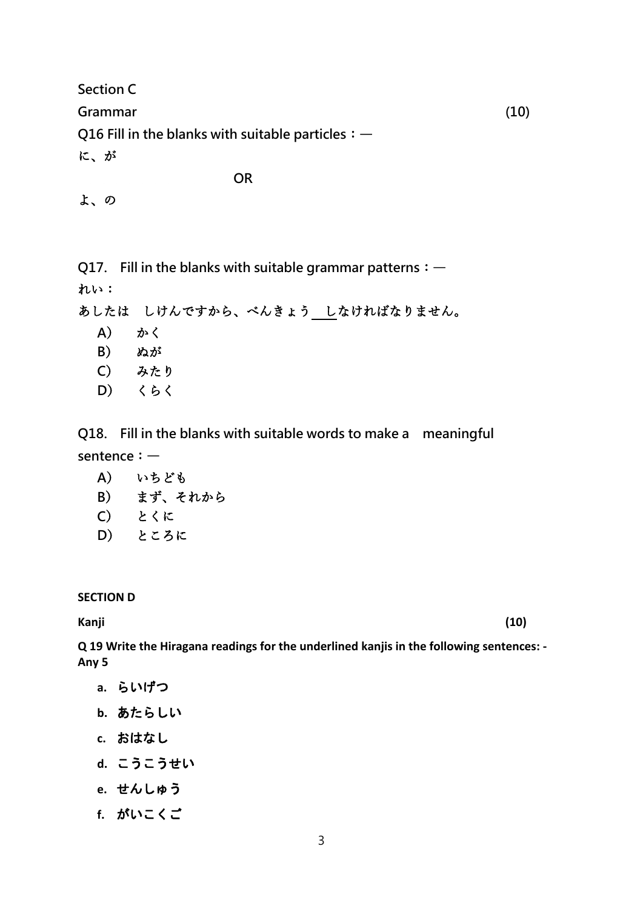**Section C**

**Grammar** **(10)**

**Q16 Fill in the blanks with suitable particles：—**

**に、が**

**OR**

**よ、の**

**Q17. Fill in the blanks with suitable grammar patterns：—**

**れい：**

**あしたは　しけんですから、べんきょう＿し＿なければなりません。**

- **A) かく**
- **B) ぬが**
- **C) みたり**
- **D) くらく**

**Q18. Fill in the blanks with suitable words to make a meaningful sentence：—**

- **A) いちども**
- **B) まず、それから**
- **C) とくに**
- **D) ところに**

**SECTION D**

**Kanji** **(10)**

**Q 19 Write the Hiragana readings for the underlined kanjis in the following sentences: - Any 5**

- a. **らいげつ**
- b. **あたらしい**
- c. **おはなし**
- d. **こうこうせい**
- e. **せんしゅう**
- f. **がいこくご**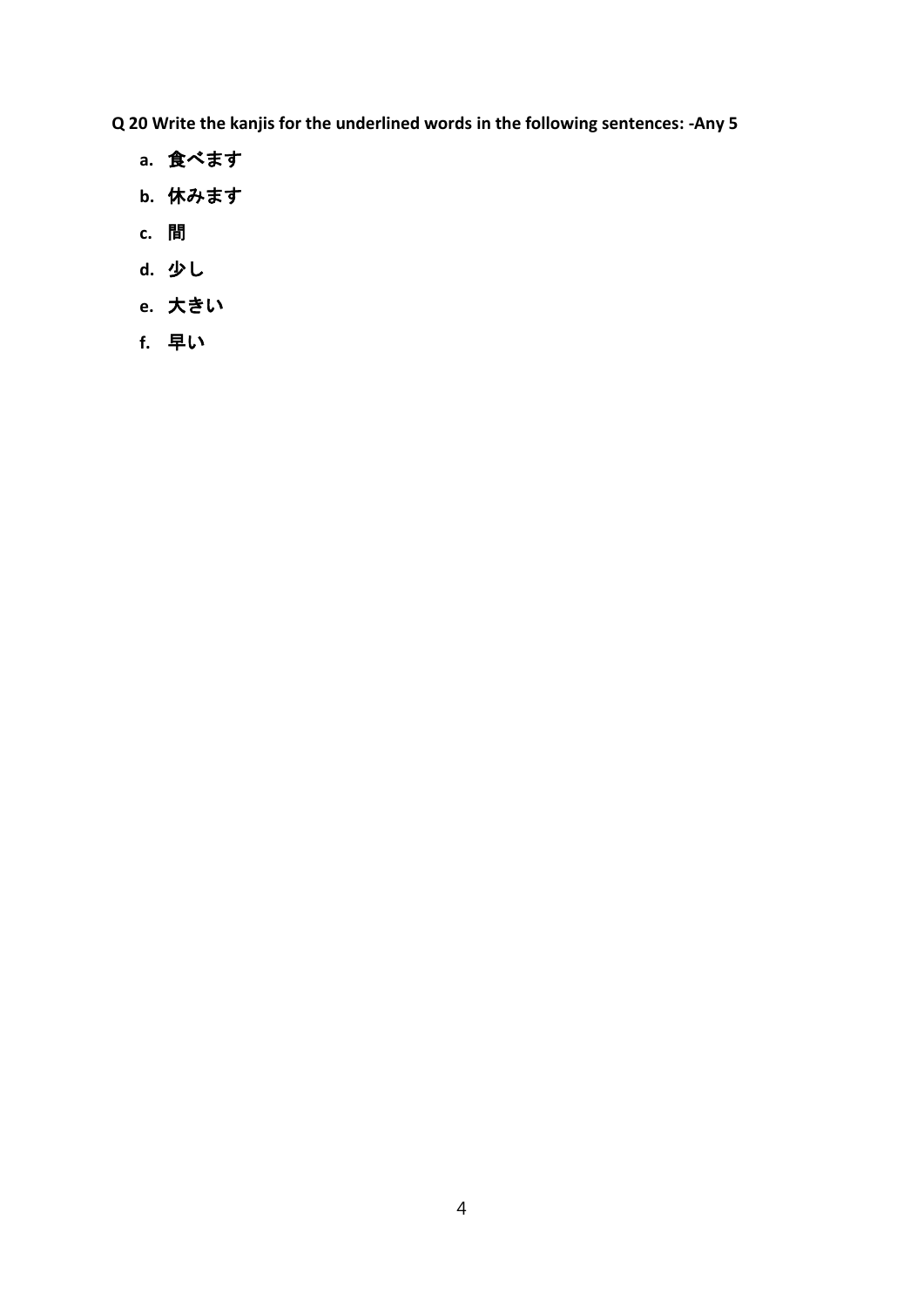**Q 20 Write the kanjis for the underlined words in the following sentences: -Any 5**

a. 食べます
b. 休みます
c. 間
d. 少し
e. 大きい
f. 早い